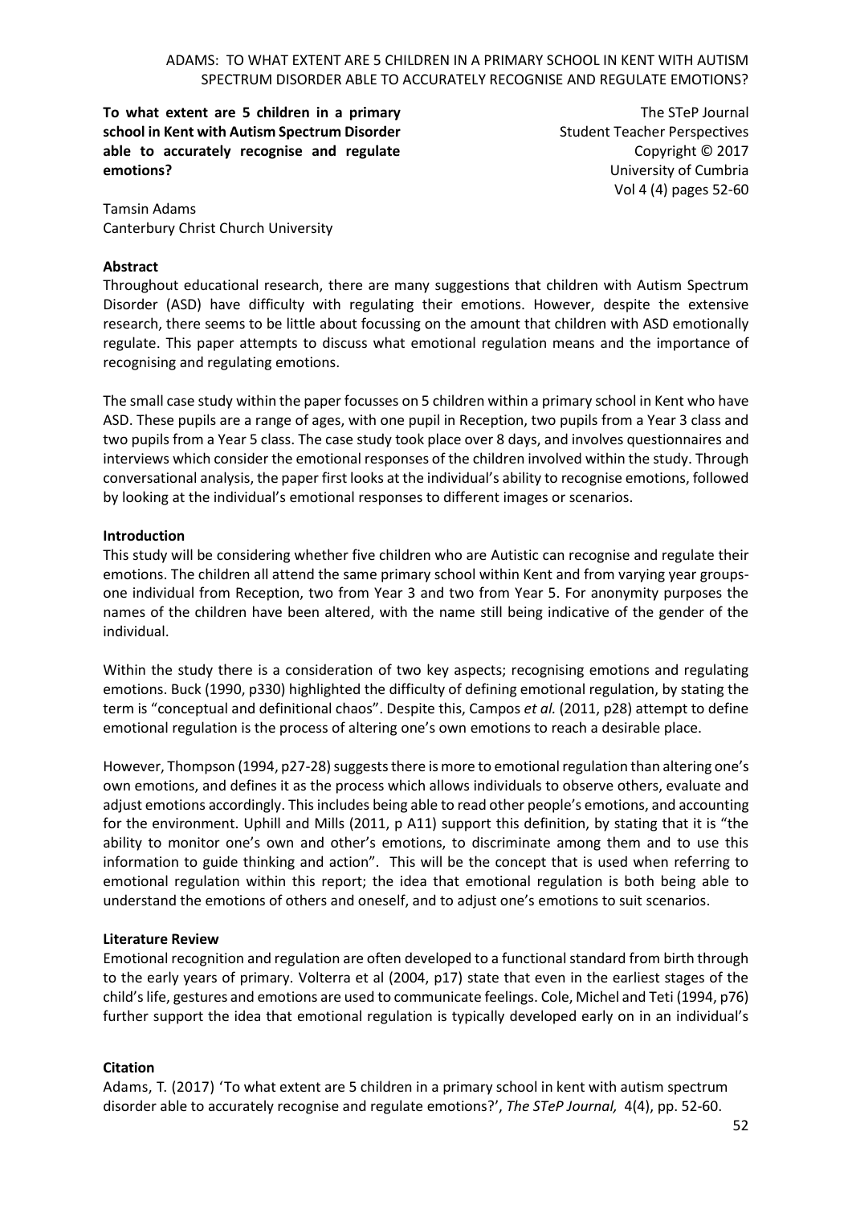**To what extent are 5 children in a primary school in Kent with Autism Spectrum Disorder able to accurately recognise and regulate emotions?**

The STeP Journal
Student Teacher Perspectives
Copyright © 2017
University of Cumbria
Vol 4 (4) pages 52-60

Tamsin Adams
Canterbury Christ Church University

## Abstract

Throughout educational research, there are many suggestions that children with Autism Spectrum Disorder (ASD) have difficulty with regulating their emotions. However, despite the extensive research, there seems to be little about focussing on the amount that children with ASD emotionally regulate. This paper attempts to discuss what emotional regulation means and the importance of recognising and regulating emotions.

The small case study within the paper focusses on 5 children within a primary school in Kent who have ASD. These pupils are a range of ages, with one pupil in Reception, two pupils from a Year 3 class and two pupils from a Year 5 class. The case study took place over 8 days, and involves questionnaires and interviews which consider the emotional responses of the children involved within the study. Through conversational analysis, the paper first looks at the individual's ability to recognise emotions, followed by looking at the individual's emotional responses to different images or scenarios.

## Introduction

This study will be considering whether five children who are Autistic can recognise and regulate their emotions. The children all attend the same primary school within Kent and from varying year groups- one individual from Reception, two from Year 3 and two from Year 5. For anonymity purposes the names of the children have been altered, with the name still being indicative of the gender of the individual.

Within the study there is a consideration of two key aspects; recognising emotions and regulating emotions. Buck (1990, p330) highlighted the difficulty of defining emotional regulation, by stating the term is "conceptual and definitional chaos". Despite this, Campos *et al.* (2011, p28) attempt to define emotional regulation is the process of altering one's own emotions to reach a desirable place.

However, Thompson (1994, p27-28) suggests there is more to emotional regulation than altering one's own emotions, and defines it as the process which allows individuals to observe others, evaluate and adjust emotions accordingly. This includes being able to read other people's emotions, and accounting for the environment. Uphill and Mills (2011, p A11) support this definition, by stating that it is "the ability to monitor one's own and other's emotions, to discriminate among them and to use this information to guide thinking and action". This will be the concept that is used when referring to emotional regulation within this report; the idea that emotional regulation is both being able to understand the emotions of others and oneself, and to adjust one's emotions to suit scenarios.

## Literature Review

Emotional recognition and regulation are often developed to a functional standard from birth through to the early years of primary. Volterra et al (2004, p17) state that even in the earliest stages of the child's life, gestures and emotions are used to communicate feelings. Cole, Michel and Teti (1994, p76) further support the idea that emotional regulation is typically developed early on in an individual's

**Citation**

Adams, T. (2017) 'To what extent are 5 children in a primary school in kent with autism spectrum disorder able to accurately recognise and regulate emotions?', *The STeP Journal,* 4(4), pp. 52-60.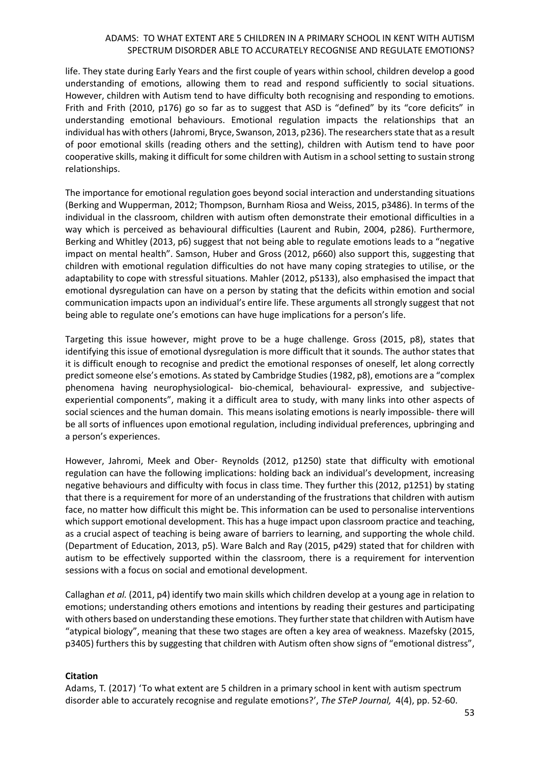life. They state during Early Years and the first couple of years within school, children develop a good understanding of emotions, allowing them to read and respond sufficiently to social situations. However, children with Autism tend to have difficulty both recognising and responding to emotions. Frith and Frith (2010, p176) go so far as to suggest that ASD is "defined" by its "core deficits" in understanding emotional behaviours. Emotional regulation impacts the relationships that an individual has with others (Jahromi, Bryce, Swanson, 2013, p236). The researchers state that as a result of poor emotional skills (reading others and the setting), children with Autism tend to have poor cooperative skills, making it difficult for some children with Autism in a school setting to sustain strong relationships.

The importance for emotional regulation goes beyond social interaction and understanding situations (Berking and Wupperman, 2012; Thompson, Burnham Riosa and Weiss, 2015, p3486). In terms of the individual in the classroom, children with autism often demonstrate their emotional difficulties in a way which is perceived as behavioural difficulties (Laurent and Rubin, 2004, p286). Furthermore, Berking and Whitley (2013, p6) suggest that not being able to regulate emotions leads to a "negative impact on mental health". Samson, Huber and Gross (2012, p660) also support this, suggesting that children with emotional regulation difficulties do not have many coping strategies to utilise, or the adaptability to cope with stressful situations. Mahler (2012, pS133), also emphasised the impact that emotional dysregulation can have on a person by stating that the deficits within emotion and social communication impacts upon an individual's entire life. These arguments all strongly suggest that not being able to regulate one's emotions can have huge implications for a person's life.

Targeting this issue however, might prove to be a huge challenge. Gross (2015, p8), states that identifying this issue of emotional dysregulation is more difficult that it sounds. The author states that it is difficult enough to recognise and predict the emotional responses of oneself, let along correctly predict someone else's emotions. As stated by Cambridge Studies (1982, p8), emotions are a "complex phenomena having neurophysiological- bio-chemical, behavioural- expressive, and subjective-experiential components", making it a difficult area to study, with many links into other aspects of social sciences and the human domain. This means isolating emotions is nearly impossible- there will be all sorts of influences upon emotional regulation, including individual preferences, upbringing and a person's experiences.

However, Jahromi, Meek and Ober- Reynolds (2012, p1250) state that difficulty with emotional regulation can have the following implications: holding back an individual's development, increasing negative behaviours and difficulty with focus in class time. They further this (2012, p1251) by stating that there is a requirement for more of an understanding of the frustrations that children with autism face, no matter how difficult this might be. This information can be used to personalise interventions which support emotional development. This has a huge impact upon classroom practice and teaching, as a crucial aspect of teaching is being aware of barriers to learning, and supporting the whole child. (Department of Education, 2013, p5). Ware Balch and Ray (2015, p429) stated that for children with autism to be effectively supported within the classroom, there is a requirement for intervention sessions with a focus on social and emotional development.

Callaghan *et al.* (2011, p4) identify two main skills which children develop at a young age in relation to emotions; understanding others emotions and intentions by reading their gestures and participating with others based on understanding these emotions. They further state that children with Autism have "atypical biology", meaning that these two stages are often a key area of weakness. Mazefsky (2015, p3405) furthers this by suggesting that children with Autism often show signs of "emotional distress",

**Citation**

Adams, T. (2017) 'To what extent are 5 children in a primary school in kent with autism spectrum disorder able to accurately recognise and regulate emotions?', *The STeP Journal,* 4(4), pp. 52-60.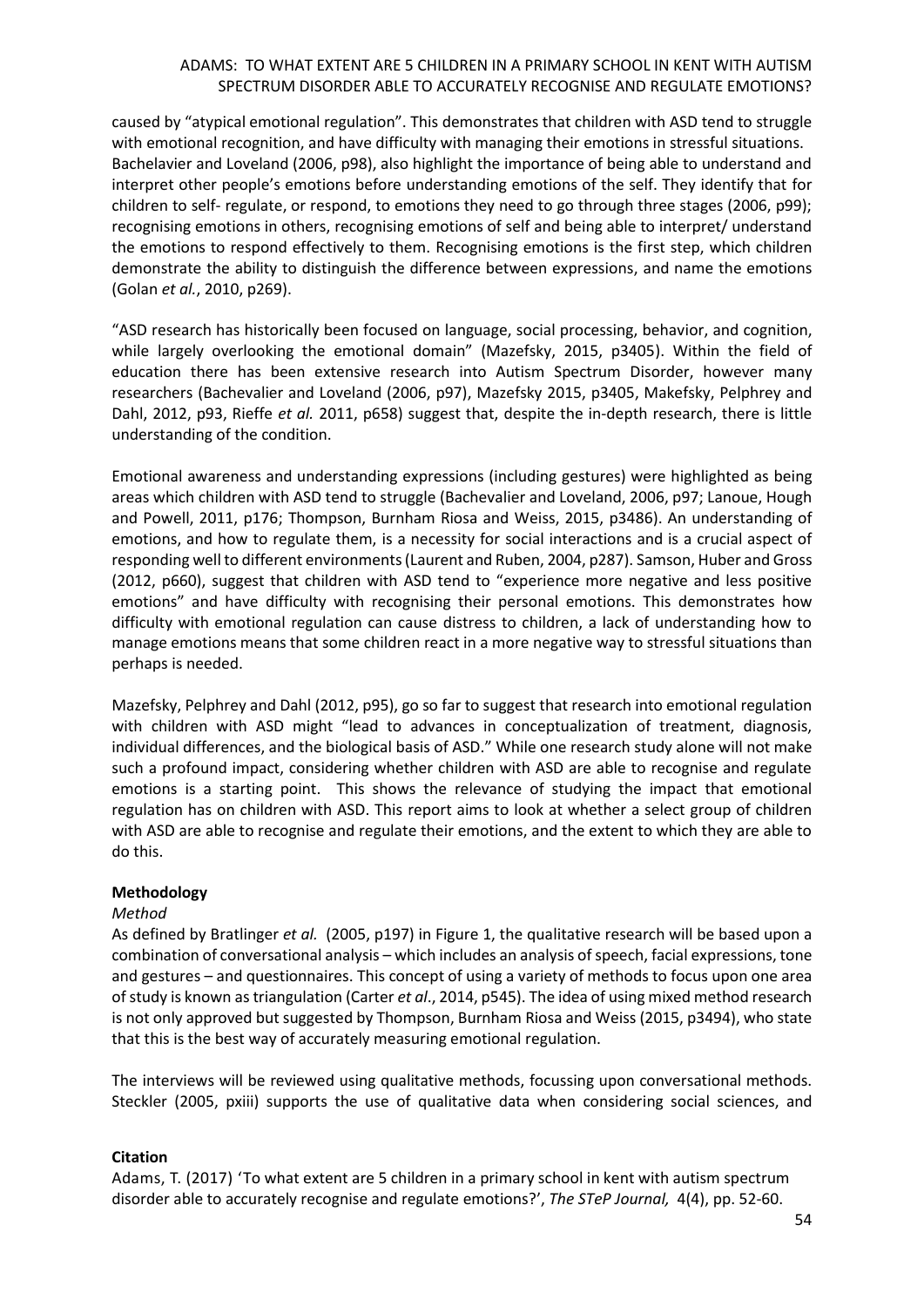caused by "atypical emotional regulation". This demonstrates that children with ASD tend to struggle with emotional recognition, and have difficulty with managing their emotions in stressful situations. Bachelavier and Loveland (2006, p98), also highlight the importance of being able to understand and interpret other people's emotions before understanding emotions of the self. They identify that for children to self- regulate, or respond, to emotions they need to go through three stages (2006, p99); recognising emotions in others, recognising emotions of self and being able to interpret/ understand the emotions to respond effectively to them. Recognising emotions is the first step, which children demonstrate the ability to distinguish the difference between expressions, and name the emotions (Golan *et al.*, 2010, p269).

"ASD research has historically been focused on language, social processing, behavior, and cognition, while largely overlooking the emotional domain" (Mazefsky, 2015, p3405). Within the field of education there has been extensive research into Autism Spectrum Disorder, however many researchers (Bachevalier and Loveland (2006, p97), Mazefsky 2015, p3405, Makefsky, Pelphrey and Dahl, 2012, p93, Rieffe *et al.* 2011, p658) suggest that, despite the in-depth research, there is little understanding of the condition.

Emotional awareness and understanding expressions (including gestures) were highlighted as being areas which children with ASD tend to struggle (Bachevalier and Loveland, 2006, p97; Lanoue, Hough and Powell, 2011, p176; Thompson, Burnham Riosa and Weiss, 2015, p3486). An understanding of emotions, and how to regulate them, is a necessity for social interactions and is a crucial aspect of responding well to different environments (Laurent and Ruben, 2004, p287). Samson, Huber and Gross (2012, p660), suggest that children with ASD tend to "experience more negative and less positive emotions" and have difficulty with recognising their personal emotions. This demonstrates how difficulty with emotional regulation can cause distress to children, a lack of understanding how to manage emotions means that some children react in a more negative way to stressful situations than perhaps is needed.

Mazefsky, Pelphrey and Dahl (2012, p95), go so far to suggest that research into emotional regulation with children with ASD might "lead to advances in conceptualization of treatment, diagnosis, individual differences, and the biological basis of ASD." While one research study alone will not make such a profound impact, considering whether children with ASD are able to recognise and regulate emotions is a starting point. This shows the relevance of studying the impact that emotional regulation has on children with ASD. This report aims to look at whether a select group of children with ASD are able to recognise and regulate their emotions, and the extent to which they are able to do this.

## Methodology

### *Method*

As defined by Bratlinger *et al.* (2005, p197) in Figure 1, the qualitative research will be based upon a combination of conversational analysis – which includes an analysis of speech, facial expressions, tone and gestures – and questionnaires. This concept of using a variety of methods to focus upon one area of study is known as triangulation (Carter *et al*., 2014, p545). The idea of using mixed method research is not only approved but suggested by Thompson, Burnham Riosa and Weiss (2015, p3494), who state that this is the best way of accurately measuring emotional regulation.

The interviews will be reviewed using qualitative methods, focussing upon conversational methods. Steckler (2005, pxiii) supports the use of qualitative data when considering social sciences, and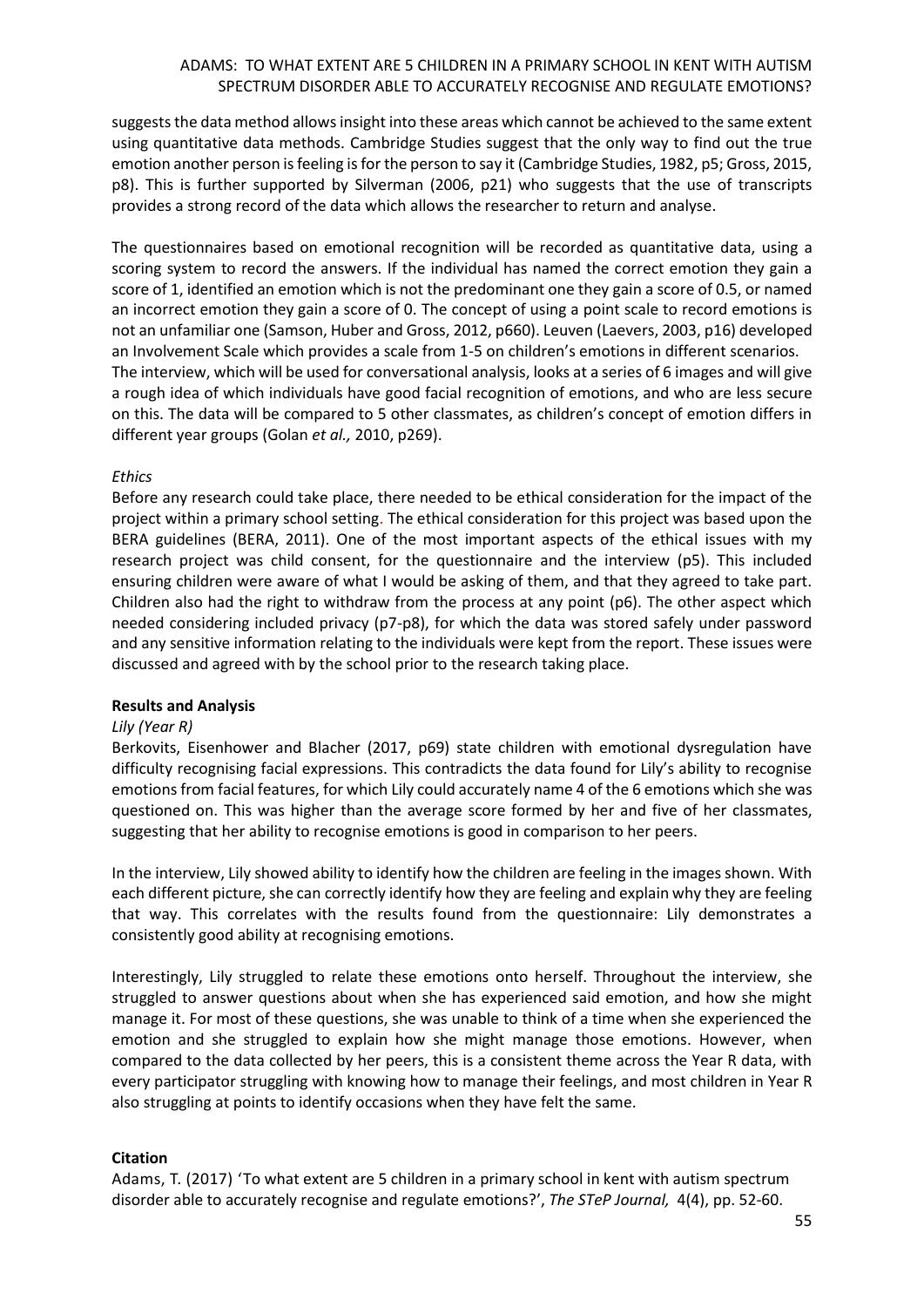suggests the data method allows insight into these areas which cannot be achieved to the same extent using quantitative data methods. Cambridge Studies suggest that the only way to find out the true emotion another person is feeling is for the person to say it (Cambridge Studies, 1982, p5; Gross, 2015, p8). This is further supported by Silverman (2006, p21) who suggests that the use of transcripts provides a strong record of the data which allows the researcher to return and analyse.

The questionnaires based on emotional recognition will be recorded as quantitative data, using a scoring system to record the answers. If the individual has named the correct emotion they gain a score of 1, identified an emotion which is not the predominant one they gain a score of 0.5, or named an incorrect emotion they gain a score of 0. The concept of using a point scale to record emotions is not an unfamiliar one (Samson, Huber and Gross, 2012, p660). Leuven (Laevers, 2003, p16) developed an Involvement Scale which provides a scale from 1-5 on children's emotions in different scenarios. The interview, which will be used for conversational analysis, looks at a series of 6 images and will give a rough idea of which individuals have good facial recognition of emotions, and who are less secure on this. The data will be compared to 5 other classmates, as children's concept of emotion differs in different year groups (Golan *et al.,* 2010, p269).

*Ethics*

Before any research could take place, there needed to be ethical consideration for the impact of the project within a primary school setting. The ethical consideration for this project was based upon the BERA guidelines (BERA, 2011). One of the most important aspects of the ethical issues with my research project was child consent, for the questionnaire and the interview (p5). This included ensuring children were aware of what I would be asking of them, and that they agreed to take part. Children also had the right to withdraw from the process at any point (p6). The other aspect which needed considering included privacy (p7-p8), for which the data was stored safely under password and any sensitive information relating to the individuals were kept from the report. These issues were discussed and agreed with by the school prior to the research taking place.

## Results and Analysis

*Lily (Year R)*

Berkovits, Eisenhower and Blacher (2017, p69) state children with emotional dysregulation have difficulty recognising facial expressions. This contradicts the data found for Lily's ability to recognise emotions from facial features, for which Lily could accurately name 4 of the 6 emotions which she was questioned on. This was higher than the average score formed by her and five of her classmates, suggesting that her ability to recognise emotions is good in comparison to her peers.

In the interview, Lily showed ability to identify how the children are feeling in the images shown. With each different picture, she can correctly identify how they are feeling and explain why they are feeling that way. This correlates with the results found from the questionnaire: Lily demonstrates a consistently good ability at recognising emotions.

Interestingly, Lily struggled to relate these emotions onto herself. Throughout the interview, she struggled to answer questions about when she has experienced said emotion, and how she might manage it. For most of these questions, she was unable to think of a time when she experienced the emotion and she struggled to explain how she might manage those emotions. However, when compared to the data collected by her peers, this is a consistent theme across the Year R data, with every participator struggling with knowing how to manage their feelings, and most children in Year R also struggling at points to identify occasions when they have felt the same.

**Citation**

Adams, T. (2017) 'To what extent are 5 children in a primary school in kent with autism spectrum disorder able to accurately recognise and regulate emotions?', *The STeP Journal,* 4(4), pp. 52-60.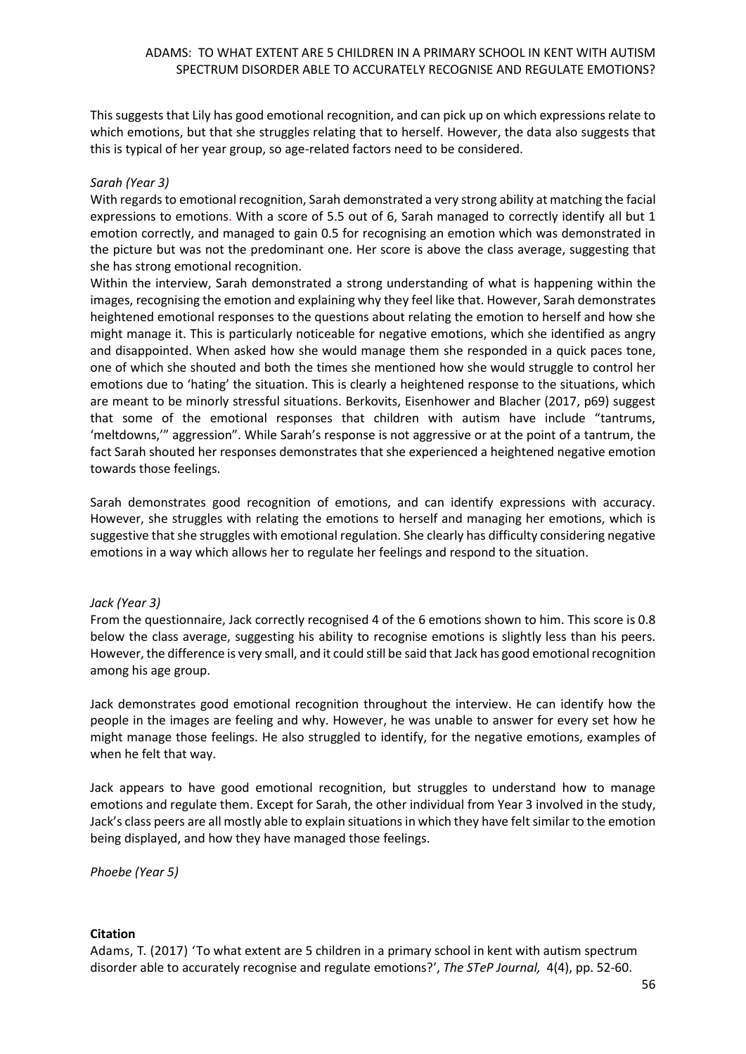This suggests that Lily has good emotional recognition, and can pick up on which expressions relate to which emotions, but that she struggles relating that to herself. However, the data also suggests that this is typical of her year group, so age-related factors need to be considered.

*Sarah (Year 3)*

With regards to emotional recognition, Sarah demonstrated a very strong ability at matching the facial expressions to emotions. With a score of 5.5 out of 6, Sarah managed to correctly identify all but 1 emotion correctly, and managed to gain 0.5 for recognising an emotion which was demonstrated in the picture but was not the predominant one. Her score is above the class average, suggesting that she has strong emotional recognition.

Within the interview, Sarah demonstrated a strong understanding of what is happening within the images, recognising the emotion and explaining why they feel like that. However, Sarah demonstrates heightened emotional responses to the questions about relating the emotion to herself and how she might manage it. This is particularly noticeable for negative emotions, which she identified as angry and disappointed. When asked how she would manage them she responded in a quick paces tone, one of which she shouted and both the times she mentioned how she would struggle to control her emotions due to 'hating' the situation. This is clearly a heightened response to the situations, which are meant to be minorly stressful situations. Berkovits, Eisenhower and Blacher (2017, p69) suggest that some of the emotional responses that children with autism have include "tantrums, 'meltdowns,'" aggression". While Sarah's response is not aggressive or at the point of a tantrum, the fact Sarah shouted her responses demonstrates that she experienced a heightened negative emotion towards those feelings.

Sarah demonstrates good recognition of emotions, and can identify expressions with accuracy. However, she struggles with relating the emotions to herself and managing her emotions, which is suggestive that she struggles with emotional regulation. She clearly has difficulty considering negative emotions in a way which allows her to regulate her feelings and respond to the situation.

*Jack (Year 3)*

From the questionnaire, Jack correctly recognised 4 of the 6 emotions shown to him. This score is 0.8 below the class average, suggesting his ability to recognise emotions is slightly less than his peers. However, the difference is very small, and it could still be said that Jack has good emotional recognition among his age group.

Jack demonstrates good emotional recognition throughout the interview. He can identify how the people in the images are feeling and why. However, he was unable to answer for every set how he might manage those feelings. He also struggled to identify, for the negative emotions, examples of when he felt that way.

Jack appears to have good emotional recognition, but struggles to understand how to manage emotions and regulate them. Except for Sarah, the other individual from Year 3 involved in the study, Jack's class peers are all mostly able to explain situations in which they have felt similar to the emotion being displayed, and how they have managed those feelings.

*Phoebe (Year 5)*

**Citation**

Adams, T. (2017) 'To what extent are 5 children in a primary school in kent with autism spectrum disorder able to accurately recognise and regulate emotions?', *The STeP Journal,* 4(4), pp. 52-60.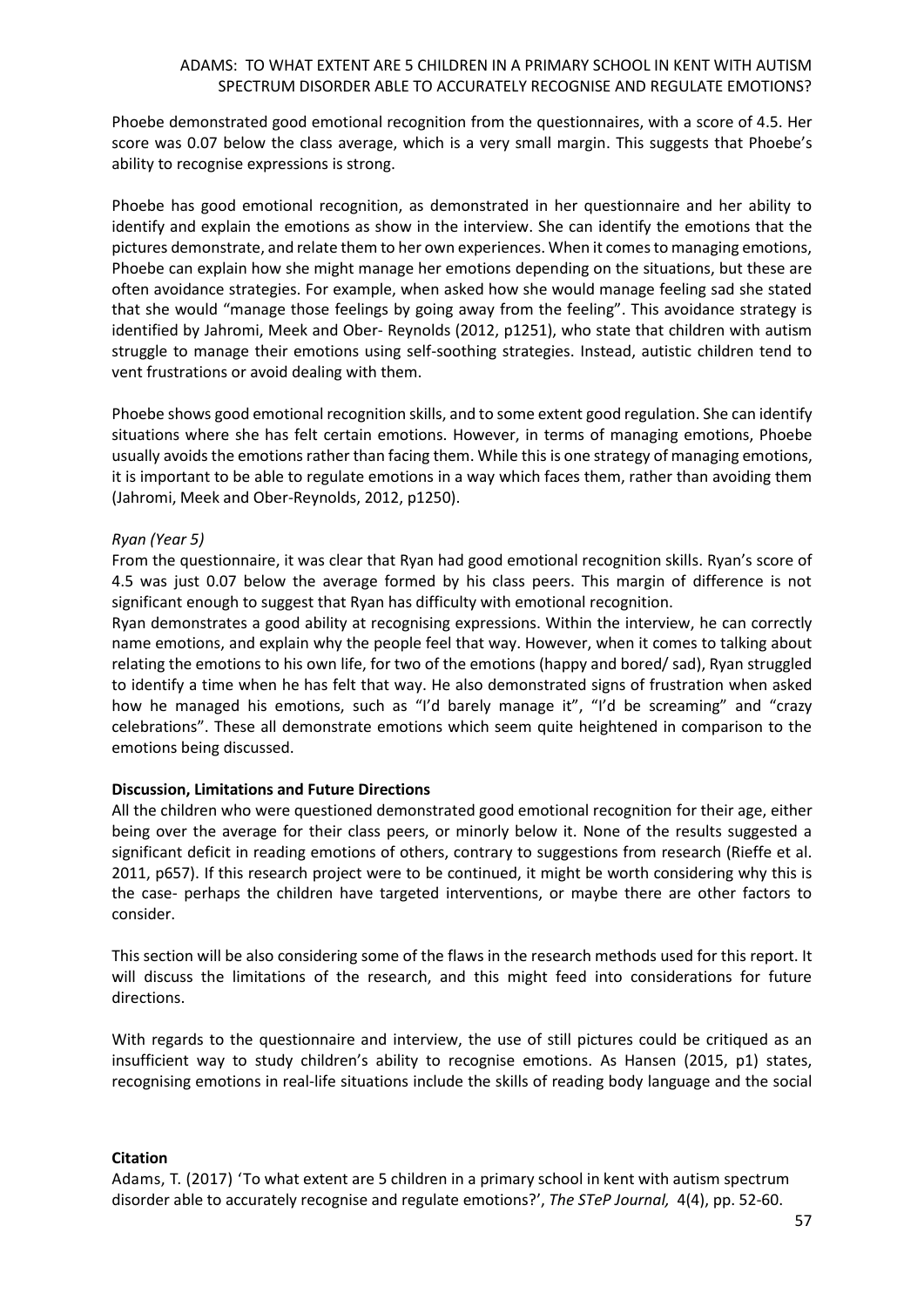Phoebe demonstrated good emotional recognition from the questionnaires, with a score of 4.5. Her score was 0.07 below the class average, which is a very small margin. This suggests that Phoebe's ability to recognise expressions is strong.

Phoebe has good emotional recognition, as demonstrated in her questionnaire and her ability to identify and explain the emotions as show in the interview. She can identify the emotions that the pictures demonstrate, and relate them to her own experiences. When it comes to managing emotions, Phoebe can explain how she might manage her emotions depending on the situations, but these are often avoidance strategies. For example, when asked how she would manage feeling sad she stated that she would "manage those feelings by going away from the feeling". This avoidance strategy is identified by Jahromi, Meek and Ober- Reynolds (2012, p1251), who state that children with autism struggle to manage their emotions using self-soothing strategies. Instead, autistic children tend to vent frustrations or avoid dealing with them.

Phoebe shows good emotional recognition skills, and to some extent good regulation. She can identify situations where she has felt certain emotions. However, in terms of managing emotions, Phoebe usually avoids the emotions rather than facing them. While this is one strategy of managing emotions, it is important to be able to regulate emotions in a way which faces them, rather than avoiding them (Jahromi, Meek and Ober-Reynolds, 2012, p1250).

*Ryan (Year 5)*

From the questionnaire, it was clear that Ryan had good emotional recognition skills. Ryan's score of 4.5 was just 0.07 below the average formed by his class peers. This margin of difference is not significant enough to suggest that Ryan has difficulty with emotional recognition.

Ryan demonstrates a good ability at recognising expressions. Within the interview, he can correctly name emotions, and explain why the people feel that way. However, when it comes to talking about relating the emotions to his own life, for two of the emotions (happy and bored/ sad), Ryan struggled to identify a time when he has felt that way. He also demonstrated signs of frustration when asked how he managed his emotions, such as "I'd barely manage it", "I'd be screaming" and "crazy celebrations". These all demonstrate emotions which seem quite heightened in comparison to the emotions being discussed.

**Discussion, Limitations and Future Directions**

All the children who were questioned demonstrated good emotional recognition for their age, either being over the average for their class peers, or minorly below it. None of the results suggested a significant deficit in reading emotions of others, contrary to suggestions from research (Rieffe et al. 2011, p657). If this research project were to be continued, it might be worth considering why this is the case- perhaps the children have targeted interventions, or maybe there are other factors to consider.

This section will be also considering some of the flaws in the research methods used for this report. It will discuss the limitations of the research, and this might feed into considerations for future directions.

With regards to the questionnaire and interview, the use of still pictures could be critiqued as an insufficient way to study children's ability to recognise emotions. As Hansen (2015, p1) states, recognising emotions in real-life situations include the skills of reading body language and the social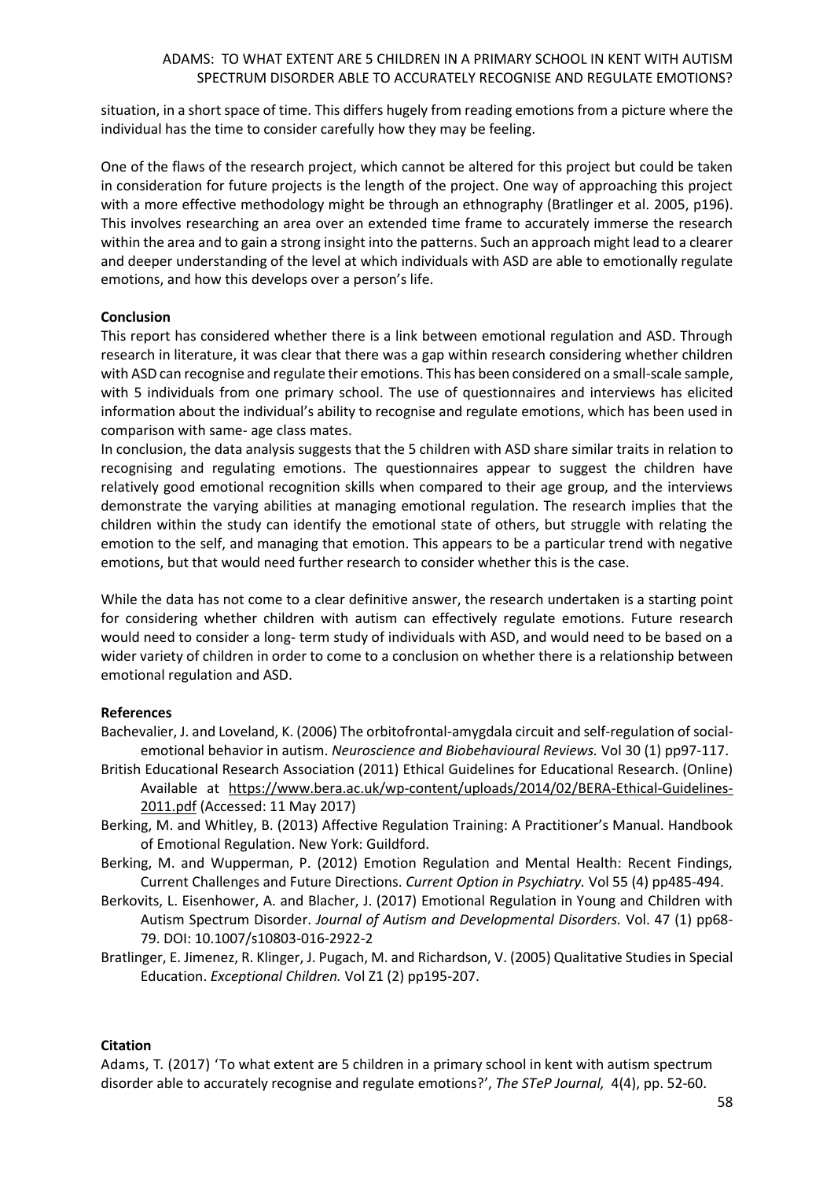situation, in a short space of time. This differs hugely from reading emotions from a picture where the individual has the time to consider carefully how they may be feeling.

One of the flaws of the research project, which cannot be altered for this project but could be taken in consideration for future projects is the length of the project. One way of approaching this project with a more effective methodology might be through an ethnography (Bratlinger et al. 2005, p196). This involves researching an area over an extended time frame to accurately immerse the research within the area and to gain a strong insight into the patterns. Such an approach might lead to a clearer and deeper understanding of the level at which individuals with ASD are able to emotionally regulate emotions, and how this develops over a person's life.

**Conclusion**

This report has considered whether there is a link between emotional regulation and ASD. Through research in literature, it was clear that there was a gap within research considering whether children with ASD can recognise and regulate their emotions. This has been considered on a small-scale sample, with 5 individuals from one primary school. The use of questionnaires and interviews has elicited information about the individual's ability to recognise and regulate emotions, which has been used in comparison with same- age class mates.

In conclusion, the data analysis suggests that the 5 children with ASD share similar traits in relation to recognising and regulating emotions. The questionnaires appear to suggest the children have relatively good emotional recognition skills when compared to their age group, and the interviews demonstrate the varying abilities at managing emotional regulation. The research implies that the children within the study can identify the emotional state of others, but struggle with relating the emotion to the self, and managing that emotion. This appears to be a particular trend with negative emotions, but that would need further research to consider whether this is the case.

While the data has not come to a clear definitive answer, the research undertaken is a starting point for considering whether children with autism can effectively regulate emotions. Future research would need to consider a long- term study of individuals with ASD, and would need to be based on a wider variety of children in order to come to a conclusion on whether there is a relationship between emotional regulation and ASD.

**References**

Bachevalier, J. and Loveland, K. (2006) The orbitofrontal-amygdala circuit and self-regulation of social-emotional behavior in autism. *Neuroscience and Biobehavioural Reviews.* Vol 30 (1) pp97-117.

British Educational Research Association (2011) Ethical Guidelines for Educational Research. (Online) Available at https://www.bera.ac.uk/wp-content/uploads/2014/02/BERA-Ethical-Guidelines-2011.pdf (Accessed: 11 May 2017)

Berking, M. and Whitley, B. (2013) Affective Regulation Training: A Practitioner's Manual. Handbook of Emotional Regulation. New York: Guildford.

Berking, M. and Wupperman, P. (2012) Emotion Regulation and Mental Health: Recent Findings, Current Challenges and Future Directions. *Current Option in Psychiatry.* Vol 55 (4) pp485-494.

Berkovits, L. Eisenhower, A. and Blacher, J. (2017) Emotional Regulation in Young and Children with Autism Spectrum Disorder. *Journal of Autism and Developmental Disorders.* Vol. 47 (1) pp68-79. DOI: 10.1007/s10803-016-2922-2

Bratlinger, E. Jimenez, R. Klinger, J. Pugach, M. and Richardson, V. (2005) Qualitative Studies in Special Education. *Exceptional Children.* Vol Z1 (2) pp195-207.

**Citation**

Adams, T. (2017) 'To what extent are 5 children in a primary school in kent with autism spectrum disorder able to accurately recognise and regulate emotions?', *The STeP Journal,* 4(4), pp. 52-60.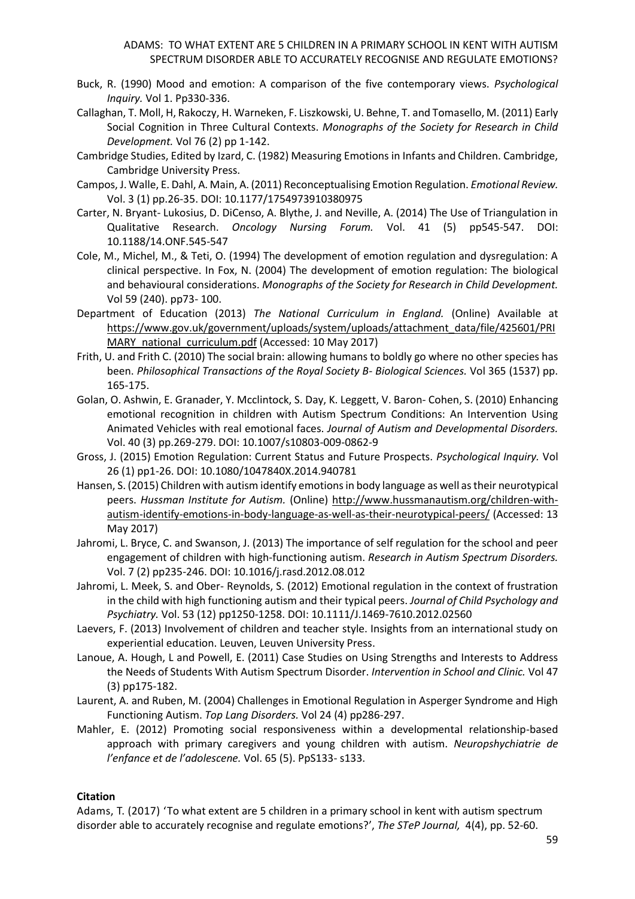Buck, R. (1990) Mood and emotion: A comparison of the five contemporary views. *Psychological Inquiry.* Vol 1. Pp330-336.

Callaghan, T. Moll, H, Rakoczy, H. Warneken, F. Liszkowski, U. Behne, T. and Tomasello, M. (2011) Early Social Cognition in Three Cultural Contexts. *Monographs of the Society for Research in Child Development.* Vol 76 (2) pp 1-142.

Cambridge Studies, Edited by Izard, C. (1982) Measuring Emotions in Infants and Children. Cambridge, Cambridge University Press.

Campos, J. Walle, E. Dahl, A. Main, A. (2011) Reconceptualising Emotion Regulation. *Emotional Review.* Vol. 3 (1) pp.26-35. DOI: 10.1177/1754973910380975

Carter, N. Bryant- Lukosius, D. DiCenso, A. Blythe, J. and Neville, A. (2014) The Use of Triangulation in Qualitative Research. *Oncology Nursing Forum.* Vol. 41 (5) pp545-547. DOI: 10.1188/14.ONF.545-547

Cole, M., Michel, M., & Teti, O. (1994) The development of emotion regulation and dysregulation: A clinical perspective. In Fox, N. (2004) The development of emotion regulation: The biological and behavioural considerations. *Monographs of the Society for Research in Child Development.* Vol 59 (240). pp73- 100.

Department of Education (2013) *The National Curriculum in England.* (Online) Available at https://www.gov.uk/government/uploads/system/uploads/attachment_data/file/425601/PRIMARY_national_curriculum.pdf (Accessed: 10 May 2017)

Frith, U. and Frith C. (2010) The social brain: allowing humans to boldly go where no other species has been. *Philosophical Transactions of the Royal Society B- Biological Sciences.* Vol 365 (1537) pp. 165-175.

Golan, O. Ashwin, E. Granader, Y. Mcclintock, S. Day, K. Leggett, V. Baron- Cohen, S. (2010) Enhancing emotional recognition in children with Autism Spectrum Conditions: An Intervention Using Animated Vehicles with real emotional faces. *Journal of Autism and Developmental Disorders.* Vol. 40 (3) pp.269-279. DOI: 10.1007/s10803-009-0862-9

Gross, J. (2015) Emotion Regulation: Current Status and Future Prospects. *Psychological Inquiry.* Vol 26 (1) pp1-26. DOI: 10.1080/1047840X.2014.940781

Hansen, S. (2015) Children with autism identify emotions in body language as well as their neurotypical peers. *Hussman Institute for Autism.* (Online) http://www.hussmanautism.org/children-with-autism-identify-emotions-in-body-language-as-well-as-their-neurotypical-peers/ (Accessed: 13 May 2017)

Jahromi, L. Bryce, C. and Swanson, J. (2013) The importance of self regulation for the school and peer engagement of children with high-functioning autism. *Research in Autism Spectrum Disorders.* Vol. 7 (2) pp235-246. DOI: 10.1016/j.rasd.2012.08.012

Jahromi, L. Meek, S. and Ober- Reynolds, S. (2012) Emotional regulation in the context of frustration in the child with high functioning autism and their typical peers. *Journal of Child Psychology and Psychiatry.* Vol. 53 (12) pp1250-1258. DOI: 10.1111/J.1469-7610.2012.02560

Laevers, F. (2013) Involvement of children and teacher style. Insights from an international study on experiential education. Leuven, Leuven University Press.

Lanoue, A. Hough, L and Powell, E. (2011) Case Studies on Using Strengths and Interests to Address the Needs of Students With Autism Spectrum Disorder. *Intervention in School and Clinic.* Vol 47 (3) pp175-182.

Laurent, A. and Ruben, M. (2004) Challenges in Emotional Regulation in Asperger Syndrome and High Functioning Autism. *Top Lang Disorders.* Vol 24 (4) pp286-297.

Mahler, E. (2012) Promoting social responsiveness within a developmental relationship-based approach with primary caregivers and young children with autism. *Neuropshychiatrie de l'enfance et de l'adolescene.* Vol. 65 (5). PpS133- s133.

**Citation**

Adams, T. (2017) 'To what extent are 5 children in a primary school in kent with autism spectrum disorder able to accurately recognise and regulate emotions?', *The STeP Journal,* 4(4), pp. 52-60.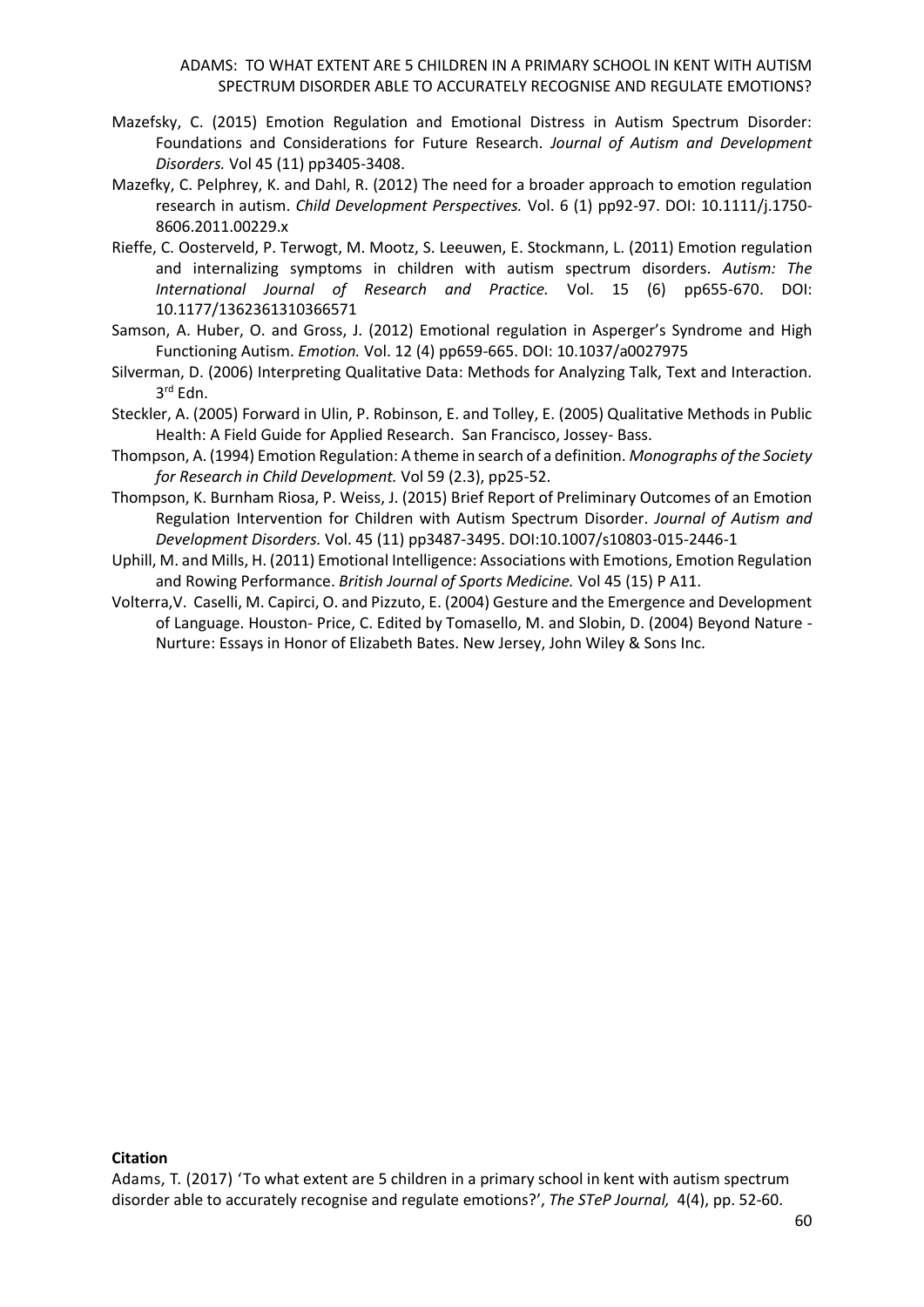Mazefsky, C. (2015) Emotion Regulation and Emotional Distress in Autism Spectrum Disorder: Foundations and Considerations for Future Research. *Journal of Autism and Development Disorders.* Vol 45 (11) pp3405-3408.

Mazefky, C. Pelphrey, K. and Dahl, R. (2012) The need for a broader approach to emotion regulation research in autism. *Child Development Perspectives.* Vol. 6 (1) pp92-97. DOI: 10.1111/j.1750-8606.2011.00229.x

Rieffe, C. Oosterveld, P. Terwogt, M. Mootz, S. Leeuwen, E. Stockmann, L. (2011) Emotion regulation and internalizing symptoms in children with autism spectrum disorders. *Autism: The International Journal of Research and Practice.* Vol. 15 (6) pp655-670. DOI: 10.1177/1362361310366571

Samson, A. Huber, O. and Gross, J. (2012) Emotional regulation in Asperger's Syndrome and High Functioning Autism. *Emotion.* Vol. 12 (4) pp659-665. DOI: 10.1037/a0027975

Silverman, D. (2006) Interpreting Qualitative Data: Methods for Analyzing Talk, Text and Interaction. 3rd Edn.

Steckler, A. (2005) Forward in Ulin, P. Robinson, E. and Tolley, E. (2005) Qualitative Methods in Public Health: A Field Guide for Applied Research. San Francisco, Jossey- Bass.

Thompson, A. (1994) Emotion Regulation: A theme in search of a definition. *Monographs of the Society for Research in Child Development.* Vol 59 (2.3), pp25-52.

Thompson, K. Burnham Riosa, P. Weiss, J. (2015) Brief Report of Preliminary Outcomes of an Emotion Regulation Intervention for Children with Autism Spectrum Disorder. *Journal of Autism and Development Disorders.* Vol. 45 (11) pp3487-3495. DOI:10.1007/s10803-015-2446-1

Uphill, M. and Mills, H. (2011) Emotional Intelligence: Associations with Emotions, Emotion Regulation and Rowing Performance. *British Journal of Sports Medicine.* Vol 45 (15) P A11.

Volterra,V. Caselli, M. Capirci, O. and Pizzuto, E. (2004) Gesture and the Emergence and Development of Language. Houston- Price, C. Edited by Tomasello, M. and Slobin, D. (2004) Beyond Nature - Nurture: Essays in Honor of Elizabeth Bates. New Jersey, John Wiley & Sons Inc.

**Citation**

Adams, T. (2017) 'To what extent are 5 children in a primary school in kent with autism spectrum disorder able to accurately recognise and regulate emotions?', *The STeP Journal,* 4(4), pp. 52-60.